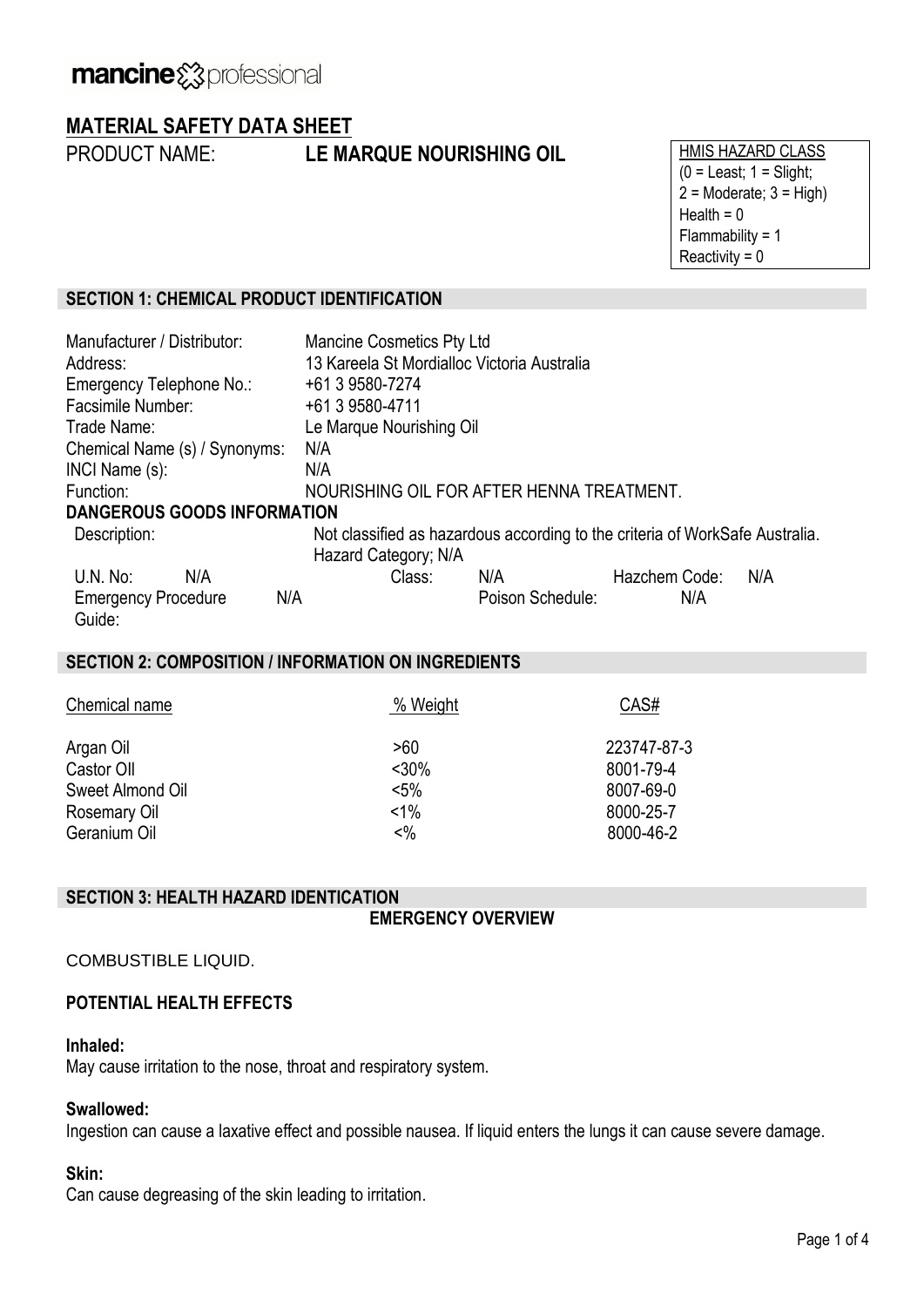mancine professional

# MATERIAL SAFETY DATA SHEET

PRODUCT NAME: **LE MARQUE NOURISHING OIL**

| HMIS HAZARD CLASS |
|---|
| (0 = Least; 1 = Slight; 2 = Moderate; 3 = High) |
| Health = 0 |
| Flammability = 1 |
| Reactivity = 0 |

## SECTION 1: CHEMICAL PRODUCT IDENTIFICATION

Manufacturer / Distributor: Mancine Cosmetics Pty Ltd
Address: 13 Kareela St Mordialloc Victoria Australia
Emergency Telephone No.: +61 3 9580-7274
Facsimile Number: +61 3 9580-4711
Trade Name: Le Marque Nourishing Oil
Chemical Name (s) / Synonyms: N/A
INCI Name (s): N/A
Function: NOURISHING OIL FOR AFTER HENNA TREATMENT.

**DANGEROUS GOODS INFORMATION**

Description: Not classified as hazardous according to the criteria of WorkSafe Australia. Hazard Category; N/A

U.N. No: N/A Class: N/A Hazchem Code: N/A
Emergency Procedure Guide: N/A Poison Schedule: N/A

## SECTION 2: COMPOSITION / INFORMATION ON INGREDIENTS

| Chemical name | % Weight | CAS# |
|---|---|---|
| Argan Oil | >60 | 223747-87-3 |
| Castor OIl | <30% | 8001-79-4 |
| Sweet Almond Oil | <5% | 8007-69-0 |
| Rosemary Oil | <1% | 8000-25-7 |
| Geranium Oil | <% | 8000-46-2 |

## SECTION 3: HEALTH HAZARD IDENTICATION

**EMERGENCY OVERVIEW**

COMBUSTIBLE LIQUID.

**POTENTIAL HEALTH EFFECTS**

**Inhaled:**
May cause irritation to the nose, throat and respiratory system.

**Swallowed:**
Ingestion can cause a laxative effect and possible nausea. If liquid enters the lungs it can cause severe damage.

**Skin:**
Can cause degreasing of the skin leading to irritation.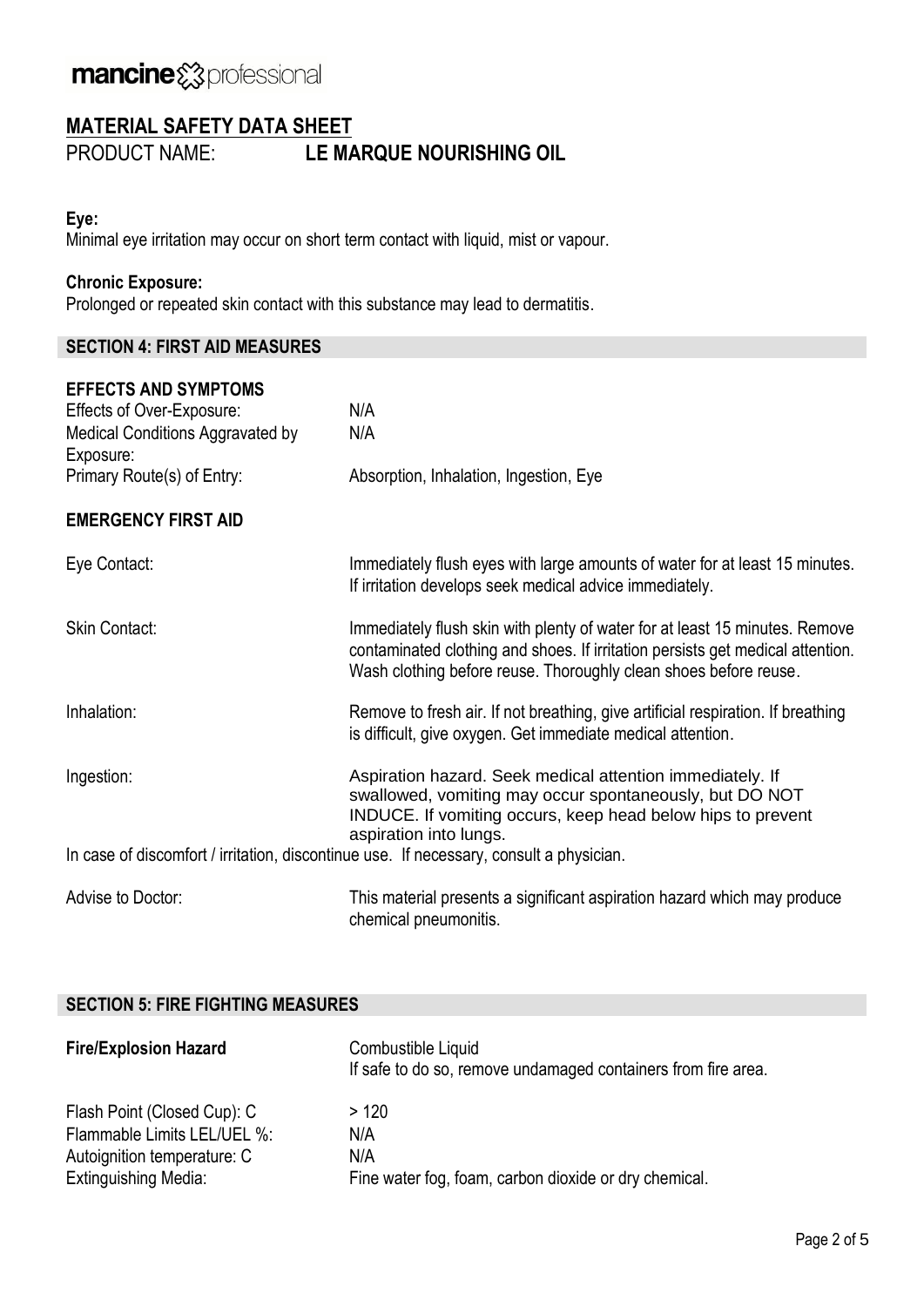# MATERIAL SAFETY DATA SHEET

PRODUCT NAME: **LE MARQUE NOURISHING OIL**

**Eye:**
Minimal eye irritation may occur on short term contact with liquid, mist or vapour.

**Chronic Exposure:**
Prolonged or repeated skin contact with this substance may lead to dermatitis.

## SECTION 4: FIRST AID MEASURES

### EFFECTS AND SYMPTOMS

| | |
|---|---|
| Effects of Over-Exposure: | N/A |
| Medical Conditions Aggravated by Exposure: | N/A |
| Primary Route(s) of Entry: | Absorption, Inhalation, Ingestion, Eye |

### EMERGENCY FIRST AID

| | |
|---|---|
| Eye Contact: | Immediately flush eyes with large amounts of water for at least 15 minutes. If irritation develops seek medical advice immediately. |
| Skin Contact: | Immediately flush skin with plenty of water for at least 15 minutes. Remove contaminated clothing and shoes. If irritation persists get medical attention. Wash clothing before reuse. Thoroughly clean shoes before reuse. |
| Inhalation: | Remove to fresh air. If not breathing, give artificial respiration. If breathing is difficult, give oxygen. Get immediate medical attention. |
| Ingestion: | Aspiration hazard. Seek medical attention immediately. If swallowed, vomiting may occur spontaneously, but DO NOT INDUCE. If vomiting occurs, keep head below hips to prevent aspiration into lungs. |

In case of discomfort / irritation, discontinue use. If necessary, consult a physician.

| | |
|---|---|
| Advise to Doctor: | This material presents a significant aspiration hazard which may produce chemical pneumonitis. |

## SECTION 5: FIRE FIGHTING MEASURES

| | |
|---|---|
| **Fire/Explosion Hazard** | Combustible Liquid<br>If safe to do so, remove undamaged containers from fire area. |
| Flash Point (Closed Cup): C | > 120 |
| Flammable Limits LEL/UEL %: | N/A |
| Autoignition temperature: C | N/A |
| Extinguishing Media: | Fine water fog, foam, carbon dioxide or dry chemical. |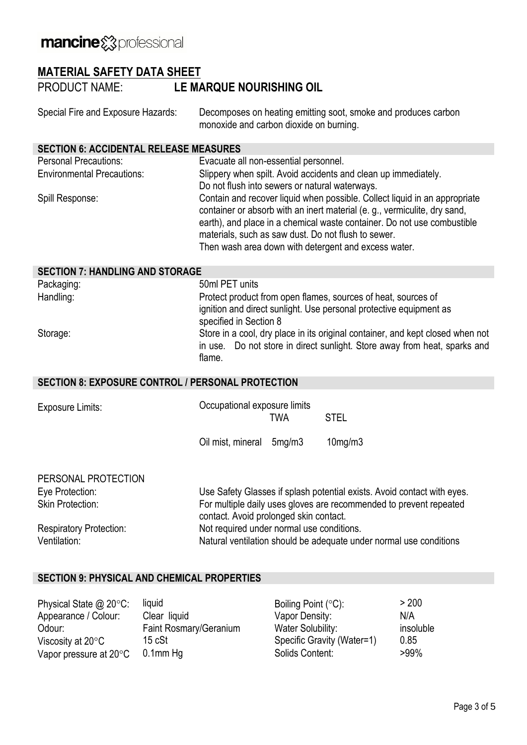**mancine** professional

# MATERIAL SAFETY DATA SHEET

PRODUCT NAME: **LE MARQUE NOURISHING OIL**

| | |
|---|---|
| Special Fire and Exposure Hazards: | Decomposes on heating emitting soot, smoke and produces carbon monoxide and carbon dioxide on burning. |

## SECTION 6: ACCIDENTAL RELEASE MEASURES

| | |
|---|---|
| Personal Precautions: | Evacuate all non-essential personnel. |
| Environmental Precautions: | Slippery when spilt. Avoid accidents and clean up immediately. Do not flush into sewers or natural waterways. |
| Spill Response: | Contain and recover liquid when possible. Collect liquid in an appropriate container or absorb with an inert material (e. g., vermiculite, dry sand, earth), and place in a chemical waste container. Do not use combustible materials, such as saw dust. Do not flush to sewer. Then wash area down with detergent and excess water. |

## SECTION 7: HANDLING AND STORAGE

| | |
|---|---|
| Packaging: | 50ml PET units |
| Handling: | Protect product from open flames, sources of heat, sources of ignition and direct sunlight. Use personal protective equipment as specified in Section 8 |
| Storage: | Store in a cool, dry place in its original container, and kept closed when not in use. Do not store in direct sunlight. Store away from heat, sparks and flame. |

## SECTION 8: EXPOSURE CONTROL / PERSONAL PROTECTION

Exposure Limits: Occupational exposure limits

| | TWA | STEL |
|---|---|---|
| Oil mist, mineral | 5mg/m3 | 10mg/m3 |

PERSONAL PROTECTION

| | |
|---|---|
| Eye Protection: | Use Safety Glasses if splash potential exists. Avoid contact with eyes. |
| Skin Protection: | For multiple daily uses gloves are recommended to prevent repeated contact. Avoid prolonged skin contact. |
| Respiratory Protection: | Not required under normal use conditions. |
| Ventilation: | Natural ventilation should be adequate under normal use conditions |

## SECTION 9: PHYSICAL AND CHEMICAL PROPERTIES

| | | | |
|---|---|---|---|
| Physical State @ 20°C: | liquid | Boiling Point (°C): | > 200 |
| Appearance / Colour: | Clear liquid | Vapor Density: | N/A |
| Odour: | Faint Rosmary/Geranium | Water Solubility: | insoluble |
| Viscosity at 20°C | 15 cSt | Specific Gravity (Water=1) | 0.85 |
| Vapor pressure at 20°C | 0.1mm Hg | Solids Content: | >99% |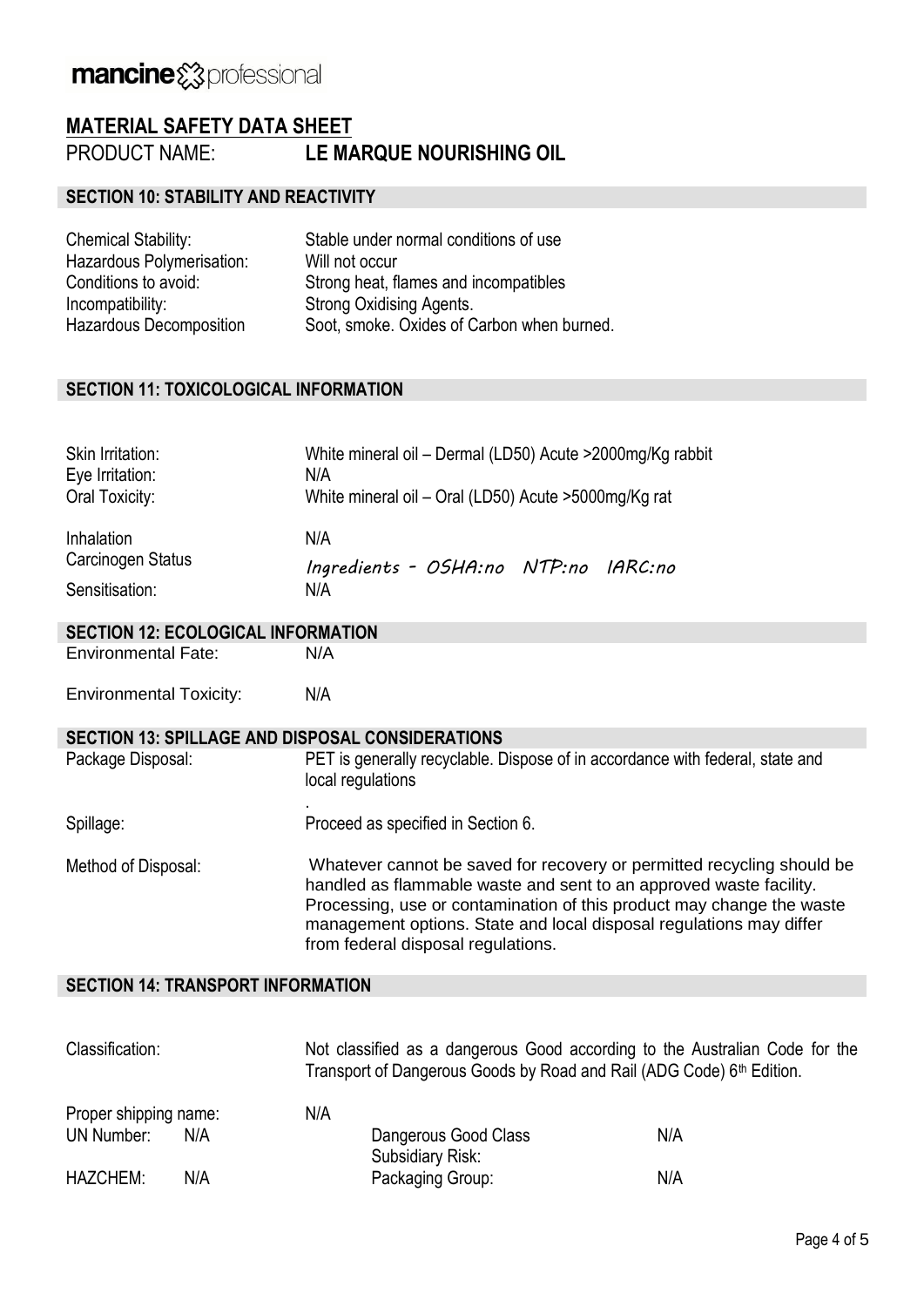mancine professional

# MATERIAL SAFETY DATA SHEET

PRODUCT NAME: **LE MARQUE NOURISHING OIL**

## SECTION 10: STABILITY AND REACTIVITY

| | |
|---|---|
| Chemical Stability: | Stable under normal conditions of use |
| Hazardous Polymerisation: | Will not occur |
| Conditions to avoid: | Strong heat, flames and incompatibles |
| Incompatibility: | Strong Oxidising Agents. |
| Hazardous Decomposition | Soot, smoke. Oxides of Carbon when burned. |

## SECTION 11: TOXICOLOGICAL INFORMATION

| | |
|---|---|
| Skin Irritation: | White mineral oil – Dermal (LD50) Acute >2000mg/Kg rabbit |
| Eye Irritation: | N/A |
| Oral Toxicity: | White mineral oil – Oral (LD50) Acute >5000mg/Kg rat |
| Inhalation | N/A |
| Carcinogen Status | Ingredients - OSHA:no NTP:no IARC:no |
| Sensitisation: | N/A |

## SECTION 12: ECOLOGICAL INFORMATION

| | |
|---|---|
| Environmental Fate: | N/A |
| Environmental Toxicity: | N/A |

## SECTION 13: SPILLAGE AND DISPOSAL CONSIDERATIONS

| | |
|---|---|
| Package Disposal: | PET is generally recyclable. Dispose of in accordance with federal, state and local regulations . |
| Spillage: | Proceed as specified in Section 6. |
| Method of Disposal: | Whatever cannot be saved for recovery or permitted recycling should be handled as flammable waste and sent to an approved waste facility. Processing, use or contamination of this product may change the waste management options. State and local disposal regulations may differ from federal disposal regulations. |

## SECTION 14: TRANSPORT INFORMATION

Classification: Not classified as a dangerous Good according to the Australian Code for the Transport of Dangerous Goods by Road and Rail (ADG Code) 6th Edition.

| | | | |
|---|---|---|---|
| Proper shipping name: | N/A | | |
| UN Number: N/A | | Dangerous Good Class | N/A |
| | | Subsidiary Risk: | |
| HAZCHEM: N/A | | Packaging Group: | N/A |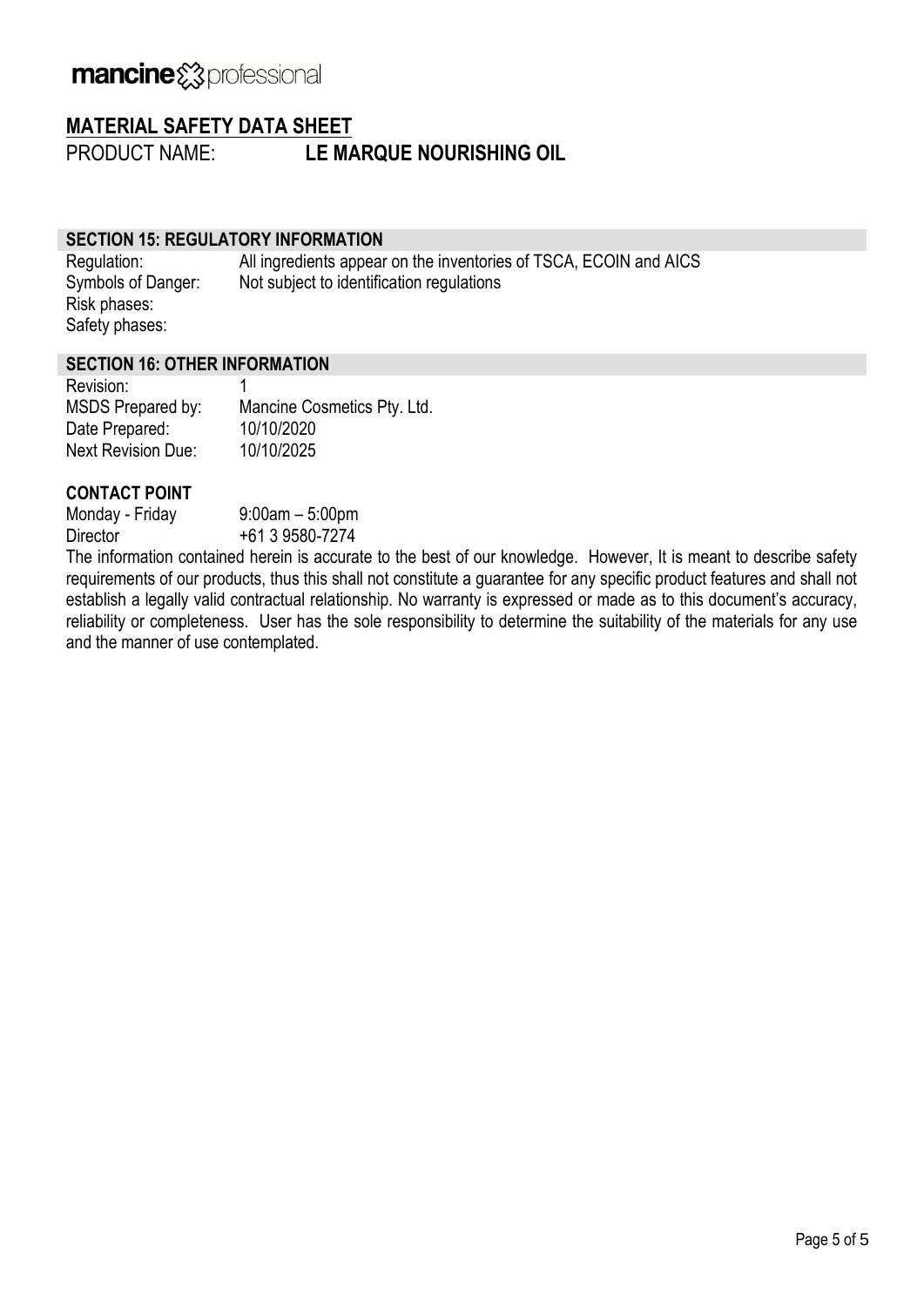mancine professional

# MATERIAL SAFETY DATA SHEET

PRODUCT NAME: **LE MARQUE NOURISHING OIL**

## SECTION 15: REGULATORY INFORMATION

| | |
|---|---|
| Regulation: | All ingredients appear on the inventories of TSCA, ECOIN and AICS |
| Symbols of Danger: | Not subject to identification regulations |
| Risk phases: | |
| Safety phases: | |

## SECTION 16: OTHER INFORMATION

| | |
|---|---|
| Revision: | 1 |
| MSDS Prepared by: | Mancine Cosmetics Pty. Ltd. |
| Date Prepared: | 10/10/2020 |
| Next Revision Due: | 10/10/2025 |

### CONTACT POINT

| | |
|---|---|
| Monday - Friday | 9:00am – 5:00pm |
| Director | +61 3 9580-7274 |

The information contained herein is accurate to the best of our knowledge. However, It is meant to describe safety requirements of our products, thus this shall not constitute a guarantee for any specific product features and shall not establish a legally valid contractual relationship. No warranty is expressed or made as to this document's accuracy, reliability or completeness. User has the sole responsibility to determine the suitability of the materials for any use and the manner of use contemplated.